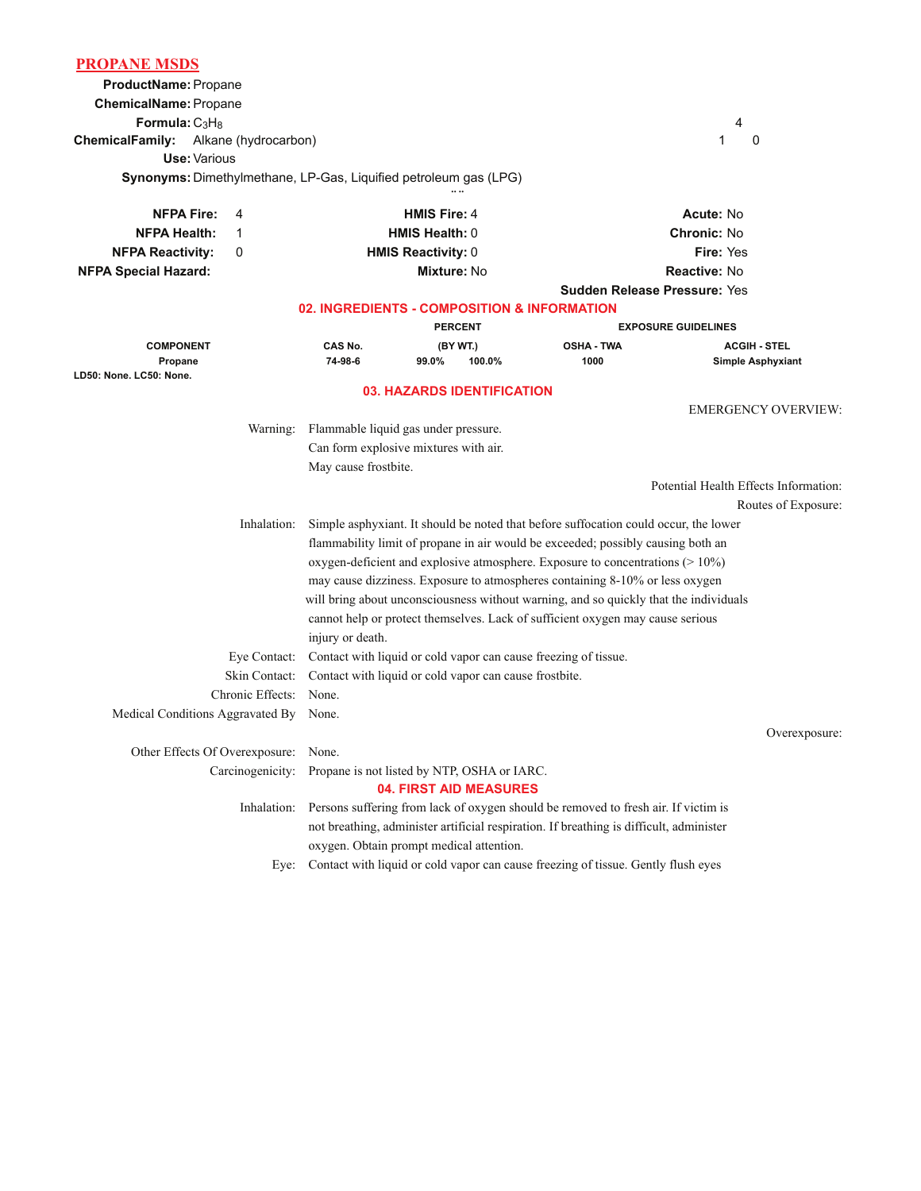# PROPANE MSDS

**ProductName:** Propane
**ChemicalName:** Propane
**Formula:** $C_3H_8$
**ChemicalFamily:** Alkane (hydrocarbon)
**Use:** Various
**Synonyms:** Dimethylmethane, LP-Gas, Liquified petroleum gas (LPG)

4
1 0

| | | | | | |
|---|---|---|---|---|---|
| **NFPA Fire:** | 4 | **HMIS Fire:** 4 | | **Acute:** No | |
| **NFPA Health:** | 1 | **HMIS Health:** 0 | | **Chronic:** No | |
| **NFPA Reactivity:** | 0 | **HMIS Reactivity:** 0 | | **Fire:** Yes | |
| **NFPA Special Hazard:** | | **Mixture:** No | | **Reactive:** No | |
| | | | | **Sudden Release Pressure:** Yes | |

## 02. INGREDIENTS - COMPOSITION & INFORMATION

| COMPONENT | CAS No. | PERCENT (BY WT.) | | EXPOSURE GUIDELINES OSHA - TWA | ACGIH - STEL |
|---|---|---|---|---|---|
| Propane | 74-98-6 | 99.0% | 100.0% | 1000 | Simple Asphyxiant |

**LD50: None. LC50: None.**

## 03. HAZARDS IDENTIFICATION

EMERGENCY OVERVIEW:

Warning: Flammable liquid gas under pressure.
Can form explosive mixtures with air.
May cause frostbite.

Potential Health Effects Information:

Routes of Exposure:

Inhalation: Simple asphyxiant. It should be noted that before suffocation could occur, the lower flammability limit of propane in air would be exceeded; possibly causing both an oxygen-deficient and explosive atmosphere. Exposure to concentrations (> 10%) may cause dizziness. Exposure to atmospheres containing 8-10% or less oxygen will bring about unconsciousness without warning, and so quickly that the individuals cannot help or protect themselves. Lack of sufficient oxygen may cause serious injury or death.

Eye Contact: Contact with liquid or cold vapor can cause freezing of tissue.

Skin Contact: Contact with liquid or cold vapor can cause frostbite.

Chronic Effects: None.

Medical Conditions Aggravated By: None.

Overexposure:

Other Effects Of Overexposure: None.

Carcinogenicity: Propane is not listed by NTP, OSHA or IARC.

## 04. FIRST AID MEASURES

Inhalation: Persons suffering from lack of oxygen should be removed to fresh air. If victim is not breathing, administer artificial respiration. If breathing is difficult, administer oxygen. Obtain prompt medical attention.

Eye: Contact with liquid or cold vapor can cause freezing of tissue. Gently flush eyes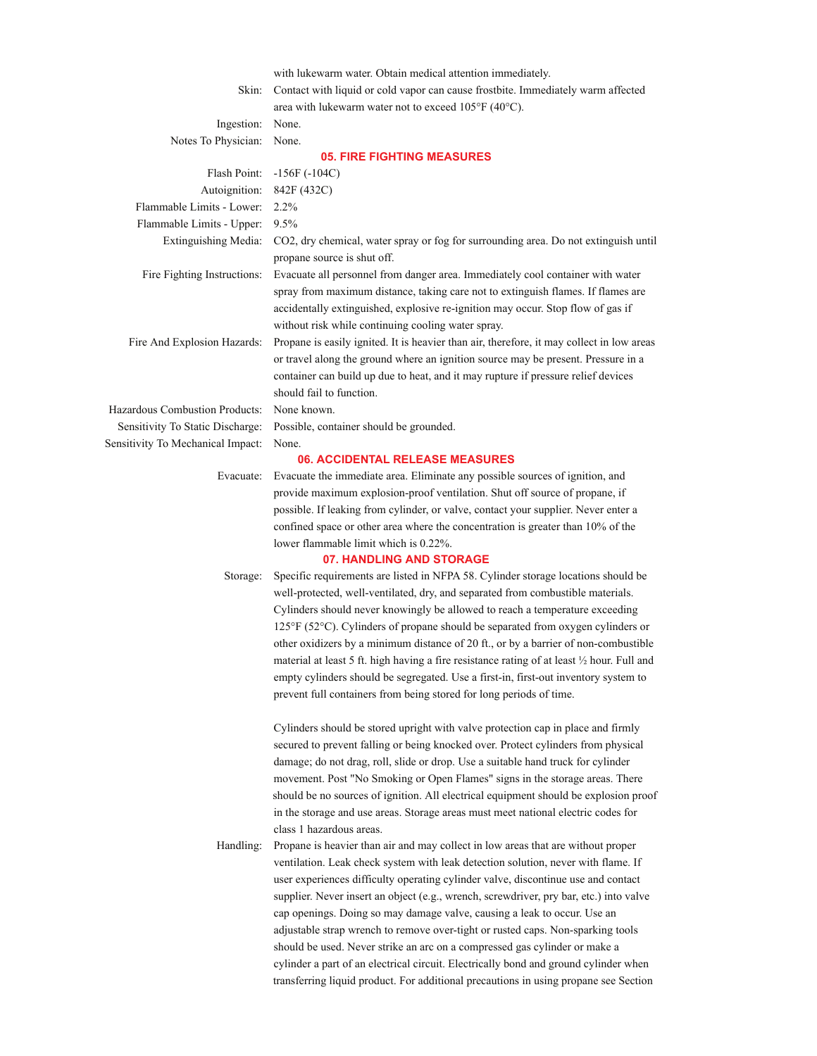with lukewarm water. Obtain medical attention immediately.

**Skin:** Contact with liquid or cold vapor can cause frostbite. Immediately warm affected area with lukewarm water not to exceed 105°F (40°C).

**Ingestion:** None.

**Notes To Physician:** None.

## 05. FIRE FIGHTING MEASURES

**Flash Point:** -156F (-104C)

**Autoignition:** 842F (432C)

**Flammable Limits - Lower:** 2.2%

**Flammable Limits - Upper:** 9.5%

**Extinguishing Media:** $CO_2$, dry chemical, water spray or fog for surrounding area. Do not extinguish until propane source is shut off.

**Fire Fighting Instructions:** Evacuate all personnel from danger area. Immediately cool container with water spray from maximum distance, taking care not to extinguish flames. If flames are accidentally extinguished, explosive re-ignition may occur. Stop flow of gas if without risk while continuing cooling water spray.

**Fire And Explosion Hazards:** Propane is easily ignited. It is heavier than air, therefore, it may collect in low areas or travel along the ground where an ignition source may be present. Pressure in a container can build up due to heat, and it may rupture if pressure relief devices should fail to function.

**Hazardous Combustion Products:** None known.

**Sensitivity To Static Discharge:** Possible, container should be grounded.

**Sensitivity To Mechanical Impact:** None.

## 06. ACCIDENTAL RELEASE MEASURES

**Evacuate:** Evacuate the immediate area. Eliminate any possible sources of ignition, and provide maximum explosion-proof ventilation. Shut off source of propane, if possible. If leaking from cylinder, or valve, contact your supplier. Never enter a confined space or other area where the concentration is greater than 10% of the lower flammable limit which is 0.22%.

## 07. HANDLING AND STORAGE

**Storage:** Specific requirements are listed in NFPA 58. Cylinder storage locations should be well-protected, well-ventilated, dry, and separated from combustible materials. Cylinders should never knowingly be allowed to reach a temperature exceeding 125°F (52°C). Cylinders of propane should be separated from oxygen cylinders or other oxidizers by a minimum distance of 20 ft., or by a barrier of non-combustible material at least 5 ft. high having a fire resistance rating of at least ½ hour. Full and empty cylinders should be segregated. Use a first-in, first-out inventory system to prevent full containers from being stored for long periods of time.

Cylinders should be stored upright with valve protection cap in place and firmly secured to prevent falling or being knocked over. Protect cylinders from physical damage; do not drag, roll, slide or drop. Use a suitable hand truck for cylinder movement. Post "No Smoking or Open Flames" signs in the storage areas. There should be no sources of ignition. All electrical equipment should be explosion proof in the storage and use areas. Storage areas must meet national electric codes for class 1 hazardous areas.

**Handling:** Propane is heavier than air and may collect in low areas that are without proper ventilation. Leak check system with leak detection solution, never with flame. If user experiences difficulty operating cylinder valve, discontinue use and contact supplier. Never insert an object (e.g., wrench, screwdriver, pry bar, etc.) into valve cap openings. Doing so may damage valve, causing a leak to occur. Use an adjustable strap wrench to remove over-tight or rusted caps. Non-sparking tools should be used. Never strike an arc on a compressed gas cylinder or make a cylinder a part of an electrical circuit. Electrically bond and ground cylinder when transferring liquid product. For additional precautions in using propane see Section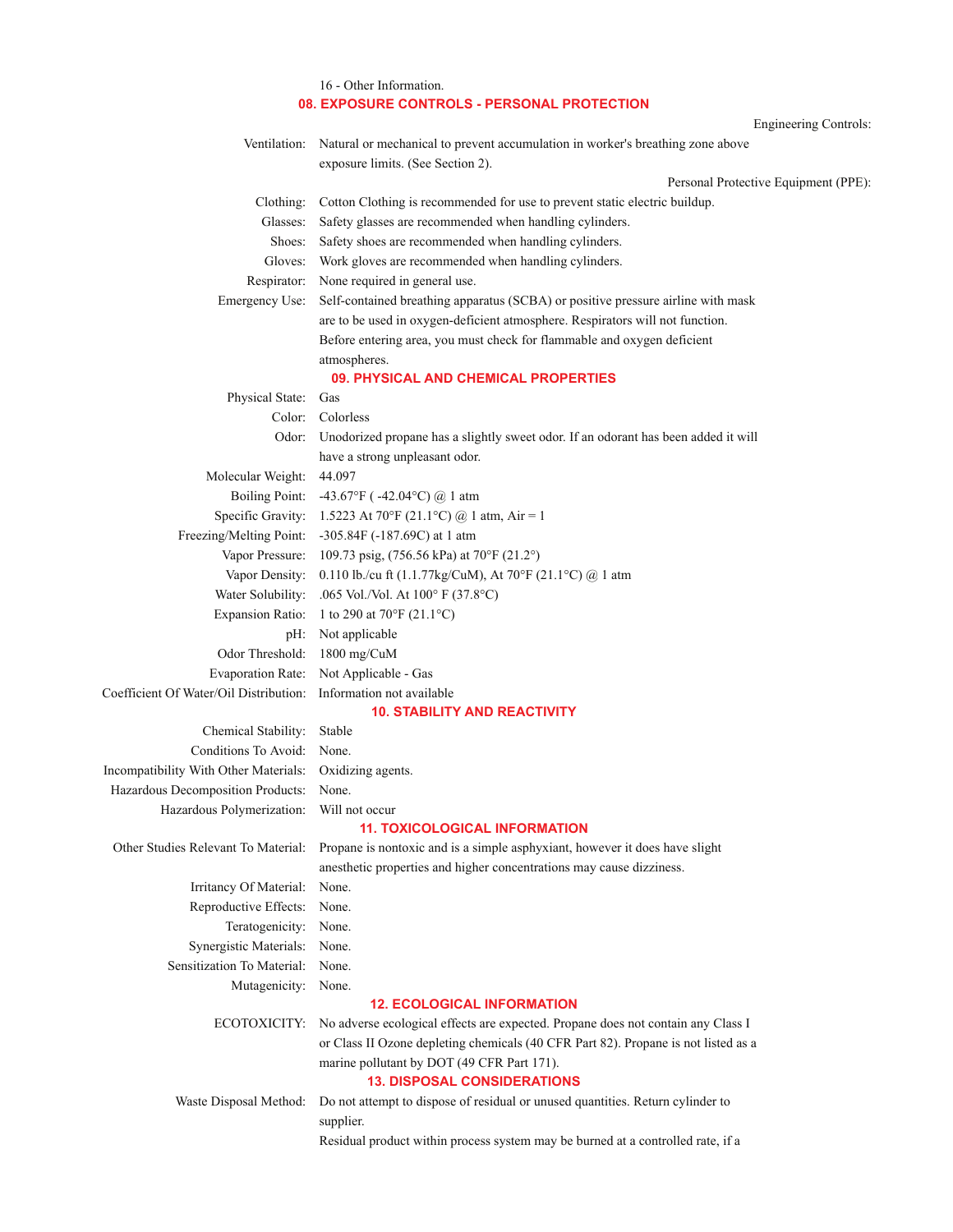16 - Other Information.

## 08. EXPOSURE CONTROLS - PERSONAL PROTECTION

Engineering Controls:

| | |
|---|---|
| Ventilation: | Natural or mechanical to prevent accumulation in worker's breathing zone above exposure limits. (See Section 2). |

Personal Protective Equipment (PPE):

| | |
|---|---|
| Clothing: | Cotton Clothing is recommended for use to prevent static electric buildup. |
| Glasses: | Safety glasses are recommended when handling cylinders. |
| Shoes: | Safety shoes are recommended when handling cylinders. |
| Gloves: | Work gloves are recommended when handling cylinders. |
| Respirator: | None required in general use. |
| Emergency Use: | Self-contained breathing apparatus (SCBA) or positive pressure airline with mask are to be used in oxygen-deficient atmosphere. Respirators will not function. Before entering area, you must check for flammable and oxygen deficient atmospheres. |

## 09. PHYSICAL AND CHEMICAL PROPERTIES

| | |
|---|---|
| Physical State: | Gas |
| Color: | Colorless |
| Odor: | Unodorized propane has a slightly sweet odor. If an odorant has been added it will have a strong unpleasant odor. |
| Molecular Weight: | 44.097 |
| Boiling Point: | -43.67°F ( -42.04°C) @ 1 atm |
| Specific Gravity: | 1.5223 At 70°F (21.1°C) @ 1 atm, Air = 1 |
| Freezing/Melting Point: | -305.84F (-187.69C) at 1 atm |
| Vapor Pressure: | 109.73 psig, (756.56 kPa) at 70°F (21.2°) |
| Vapor Density: | 0.110 lb./cu ft (1.1.77kg/CuM), At 70°F (21.1°C) @ 1 atm |
| Water Solubility: | .065 Vol./Vol. At 100° F (37.8°C) |
| Expansion Ratio: | 1 to 290 at 70°F (21.1°C) |
| pH: | Not applicable |
| Odor Threshold: | 1800 mg/CuM |
| Evaporation Rate: | Not Applicable - Gas |
| Coefficient Of Water/Oil Distribution: | Information not available |

## 10. STABILITY AND REACTIVITY

| | |
|---|---|
| Chemical Stability: | Stable |
| Conditions To Avoid: | None. |
| Incompatibility With Other Materials: | Oxidizing agents. |
| Hazardous Decomposition Products: | None. |
| Hazardous Polymerization: | Will not occur |

## 11. TOXICOLOGICAL INFORMATION

| | |
|---|---|
| Other Studies Relevant To Material: | Propane is nontoxic and is a simple asphyxiant, however it does have slight anesthetic properties and higher concentrations may cause dizziness. |
| Irritancy Of Material: | None. |
| Reproductive Effects: | None. |
| Teratogenicity: | None. |
| Synergistic Materials: | None. |
| Sensitization To Material: | None. |
| Mutagenicity: | None. |

## 12. ECOLOGICAL INFORMATION

| | |
|---|---|
| ECOTOXICITY: | No adverse ecological effects are expected. Propane does not contain any Class I or Class II Ozone depleting chemicals (40 CFR Part 82). Propane is not listed as a marine pollutant by DOT (49 CFR Part 171). |

## 13. DISPOSAL CONSIDERATIONS

| | |
|---|---|
| Waste Disposal Method: | Do not attempt to dispose of residual or unused quantities. Return cylinder to supplier. Residual product within process system may be burned at a controlled rate, if a |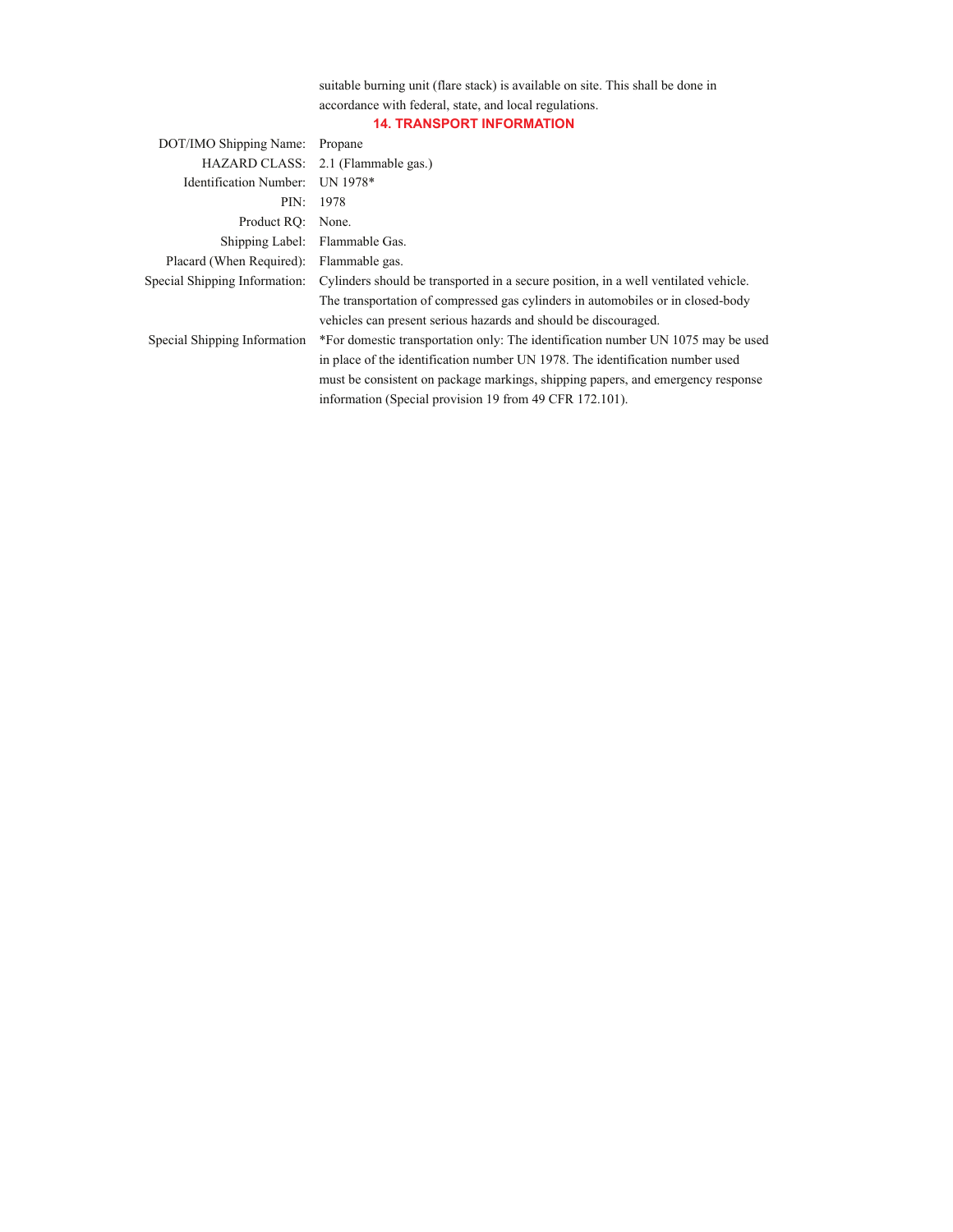suitable burning unit (flare stack) is available on site. This shall be done in accordance with federal, state, and local regulations.

## 14. TRANSPORT INFORMATION

| | |
|---|---|
| DOT/IMO Shipping Name: | Propane |
| HAZARD CLASS: | 2.1 (Flammable gas.) |
| Identification Number: | UN 1978* |
| PIN: | 1978 |
| Product RQ: | None. |
| Shipping Label: | Flammable Gas. |
| Placard (When Required): | Flammable gas. |
| Special Shipping Information: | Cylinders should be transported in a secure position, in a well ventilated vehicle. The transportation of compressed gas cylinders in automobiles or in closed-body vehicles can present serious hazards and should be discouraged. |
| Special Shipping Information | *For domestic transportation only: The identification number UN 1075 may be used in place of the identification number UN 1978. The identification number used must be consistent on package markings, shipping papers, and emergency response information (Special provision 19 from 49 CFR 172.101). |